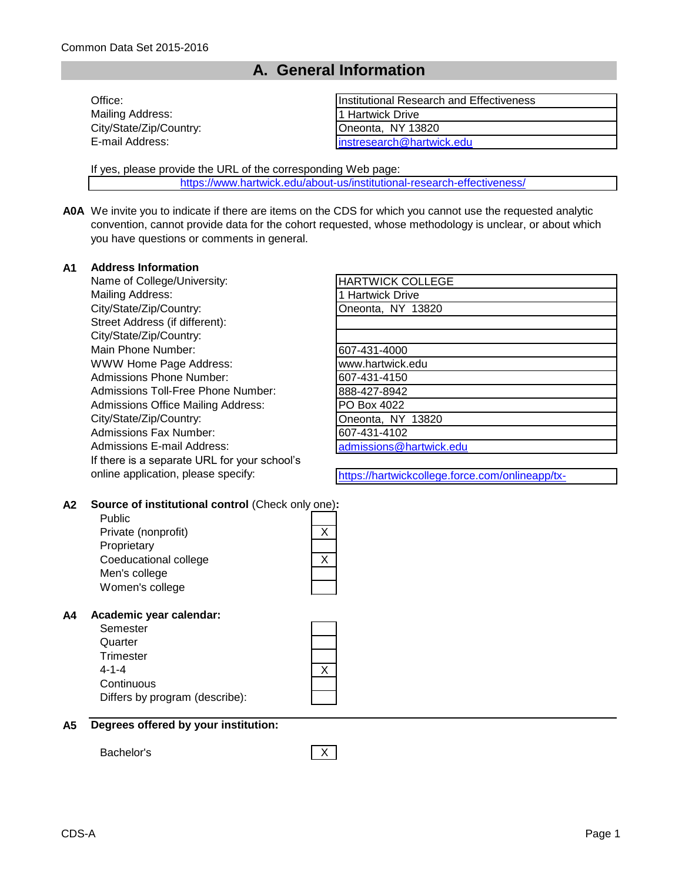Common Data Set 2015-2016

# A. General Information

| | |
|---|---|
| Office: | Institutional Research and Effectiveness |
| Mailing Address: | 1 Hartwick Drive |
| City/State/Zip/Country: | Oneonta, NY 13820 |
| E-mail Address: | instresearch@hartwick.edu |

If yes, please provide the URL of the corresponding Web page:

https://www.hartwick.edu/about-us/institutional-research-effectiveness/

**A0A** We invite you to indicate if there are items on the CDS for which you cannot use the requested analytic convention, cannot provide data for the cohort requested, whose methodology is unclear, or about which you have questions or comments in general.

**A1 Address Information**

| | |
|---|---|
| Name of College/University: | HARTWICK COLLEGE |
| Mailing Address: | 1 Hartwick Drive |
| City/State/Zip/Country: | Oneonta, NY 13820 |
| Street Address (if different): | |
| City/State/Zip/Country: | |
| Main Phone Number: | 607-431-4000 |
| WWW Home Page Address: | www.hartwick.edu |
| Admissions Phone Number: | 607-431-4150 |
| Admissions Toll-Free Phone Number: | 888-427-8942 |
| Admissions Office Mailing Address: | PO Box 4022 |
| City/State/Zip/Country: | Oneonta, NY 13820 |
| Admissions Fax Number: | 607-431-4102 |
| Admissions E-mail Address: | admissions@hartwick.edu |
| If there is a separate URL for your school's online application, please specify: | https://hartwickcollege.force.com/onlineapp/tx- |

**A2 Source of institutional control** (Check only one)**:**

| | |
|---|---|
| Public | |
| Private (nonprofit) | X |
| Proprietary | |
| Coeducational college | X |
| Men's college | |
| Women's college | |

**A4 Academic year calendar:**

| | |
|---|---|
| Semester | |
| Quarter | |
| Trimester | |
| 4-1-4 | X |
| Continuous | |
| Differs by program (describe): | |

**A5 Degrees offered by your institution:**

| | |
|---|---|
| Bachelor's | X |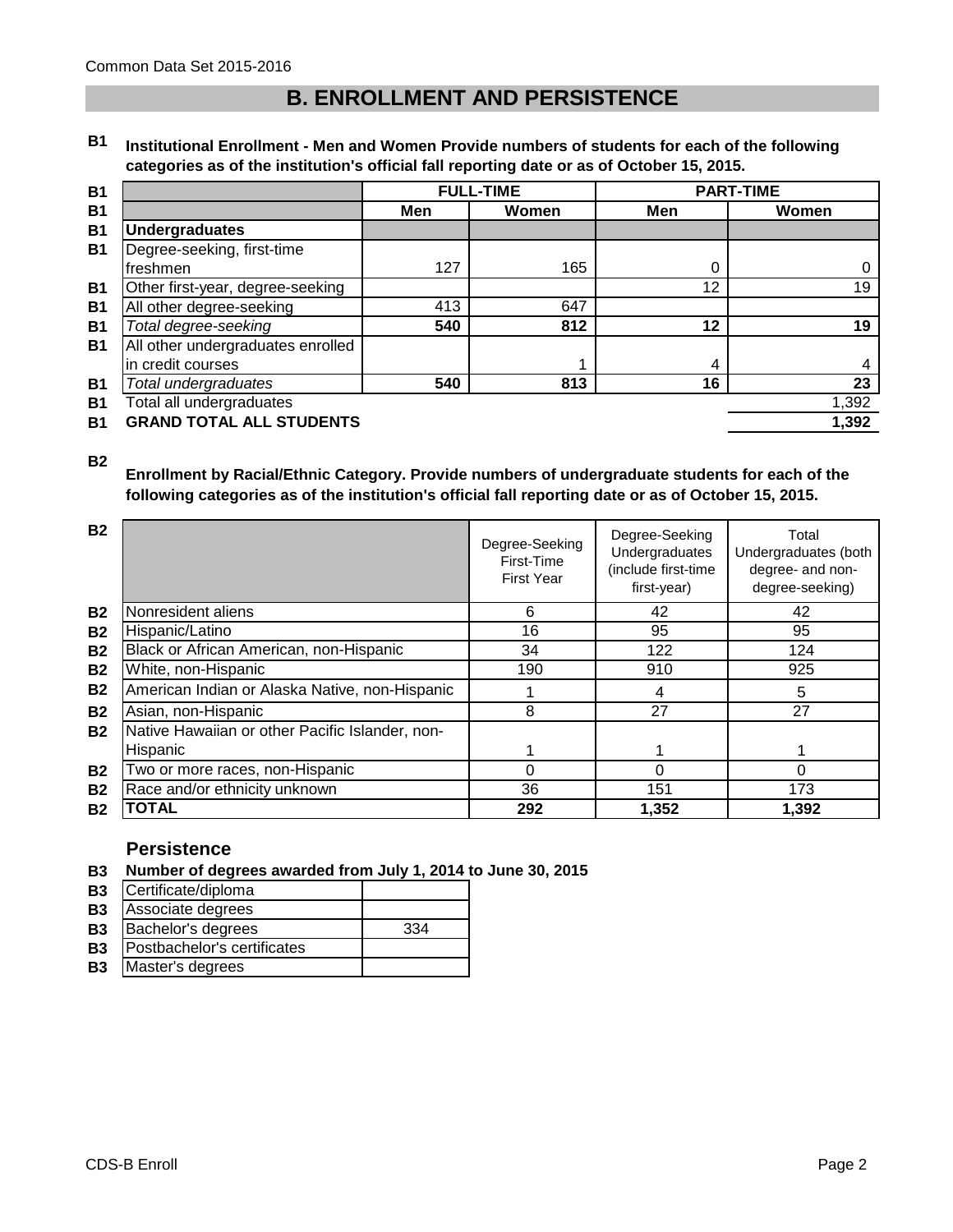Common Data Set 2015-2016

## B. ENROLLMENT AND PERSISTENCE

**B1 Institutional Enrollment - Men and Women Provide numbers of students for each of the following categories as of the institution's official fall reporting date or as of October 15, 2015.**

| | FULL-TIME | | PART-TIME | |
|---|---|---|---|---|
| | **Men** | **Women** | **Men** | **Women** |
| **Undergraduates** | | | | |
| Degree-seeking, first-time freshmen | 127 | 165 | 0 | 0 |
| Other first-year, degree-seeking | | | 12 | 19 |
| All other degree-seeking | 413 | 647 | | |
| *Total degree-seeking* | **540** | **812** | **12** | **19** |
| All other undergraduates enrolled in credit courses | | 1 | 4 | 4 |
| *Total undergraduates* | **540** | **813** | **16** | **23** |
| Total all undergraduates | | | | 1,392 |
| **GRAND TOTAL ALL STUDENTS** | | | | **1,392** |

**B2 Enrollment by Racial/Ethnic Category. Provide numbers of undergraduate students for each of the following categories as of the institution's official fall reporting date or as of October 15, 2015.**

| | Degree-Seeking First-Time First Year | Degree-Seeking Undergraduates (include first-time first-year) | Total Undergraduates (both degree- and non-degree-seeking) |
|---|---|---|---|
| Nonresident aliens | 6 | 42 | 42 |
| Hispanic/Latino | 16 | 95 | 95 |
| Black or African American, non-Hispanic | 34 | 122 | 124 |
| White, non-Hispanic | 190 | 910 | 925 |
| American Indian or Alaska Native, non-Hispanic | 1 | 4 | 5 |
| Asian, non-Hispanic | 8 | 27 | 27 |
| Native Hawaiian or other Pacific Islander, non-Hispanic | 1 | 1 | 1 |
| Two or more races, non-Hispanic | 0 | 0 | 0 |
| Race and/or ethnicity unknown | 36 | 151 | 173 |
| **TOTAL** | **292** | **1,352** | **1,392** |

### Persistence

**B3 Number of degrees awarded from July 1, 2014 to June 30, 2015**

| | |
|---|---|
| Certificate/diploma | |
| Associate degrees | |
| Bachelor's degrees | 334 |
| Postbachelor's certificates | |
| Master's degrees | |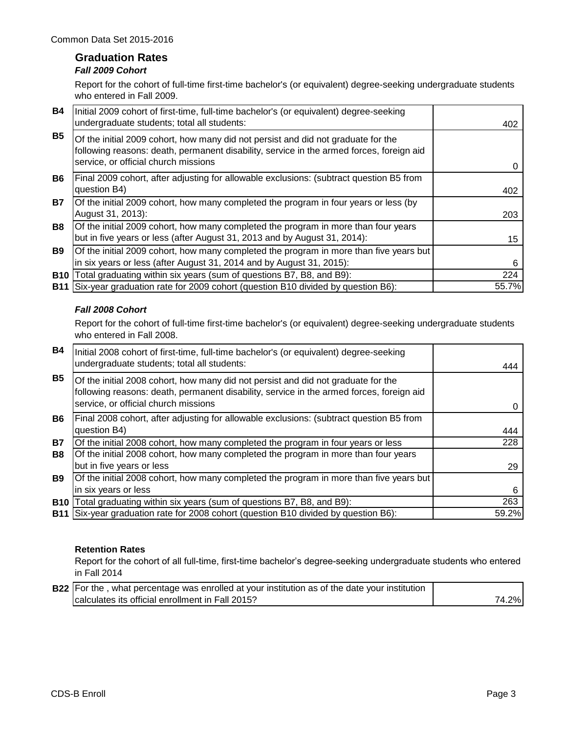## Graduation Rates

### *Fall 2009 Cohort*

Report for the cohort of full-time first-time bachelor's (or equivalent) degree-seeking undergraduate students who entered in Fall 2009.

| | | |
|---|---|---|
| **B4** | Initial 2009 cohort of first-time, full-time bachelor's (or equivalent) degree-seeking undergraduate students; total all students: | 402 |
| **B5** | Of the initial 2009 cohort, how many did not persist and did not graduate for the following reasons: death, permanent disability, service in the armed forces, foreign aid service, or official church missions | 0 |
| **B6** | Final 2009 cohort, after adjusting for allowable exclusions: (subtract question B5 from question B4) | 402 |
| **B7** | Of the initial 2009 cohort, how many completed the program in four years or less (by August 31, 2013): | 203 |
| **B8** | Of the initial 2009 cohort, how many completed the program in more than four years but in five years or less (after August 31, 2013 and by August 31, 2014): | 15 |
| **B9** | Of the initial 2009 cohort, how many completed the program in more than five years but in six years or less (after August 31, 2014 and by August 31, 2015): | 6 |
| **B10** | Total graduating within six years (sum of questions B7, B8, and B9): | 224 |
| **B11** | Six-year graduation rate for 2009 cohort (question B10 divided by question B6): | 55.7% |

### *Fall 2008 Cohort*

Report for the cohort of full-time first-time bachelor's (or equivalent) degree-seeking undergraduate students who entered in Fall 2008.

| | | |
|---|---|---|
| **B4** | Initial 2008 cohort of first-time, full-time bachelor's (or equivalent) degree-seeking undergraduate students; total all students: | 444 |
| **B5** | Of the initial 2008 cohort, how many did not persist and did not graduate for the following reasons: death, permanent disability, service in the armed forces, foreign aid service, or official church missions | 0 |
| **B6** | Final 2008 cohort, after adjusting for allowable exclusions: (subtract question B5 from question B4) | 444 |
| **B7** | Of the initial 2008 cohort, how many completed the program in four years or less | 228 |
| **B8** | Of the initial 2008 cohort, how many completed the program in more than four years but in five years or less | 29 |
| **B9** | Of the initial 2008 cohort, how many completed the program in more than five years but in six years or less | 6 |
| **B10** | Total graduating within six years (sum of questions B7, B8, and B9): | 263 |
| **B11** | Six-year graduation rate for 2008 cohort (question B10 divided by question B6): | 59.2% |

**Retention Rates**

Report for the cohort of all full-time, first-time bachelor's degree-seeking undergraduate students who entered in Fall 2014

| | | |
|---|---|---|
| **B22** | For the , what percentage was enrolled at your institution as of the date your institution calculates its official enrollment in Fall 2015? | 74.2% |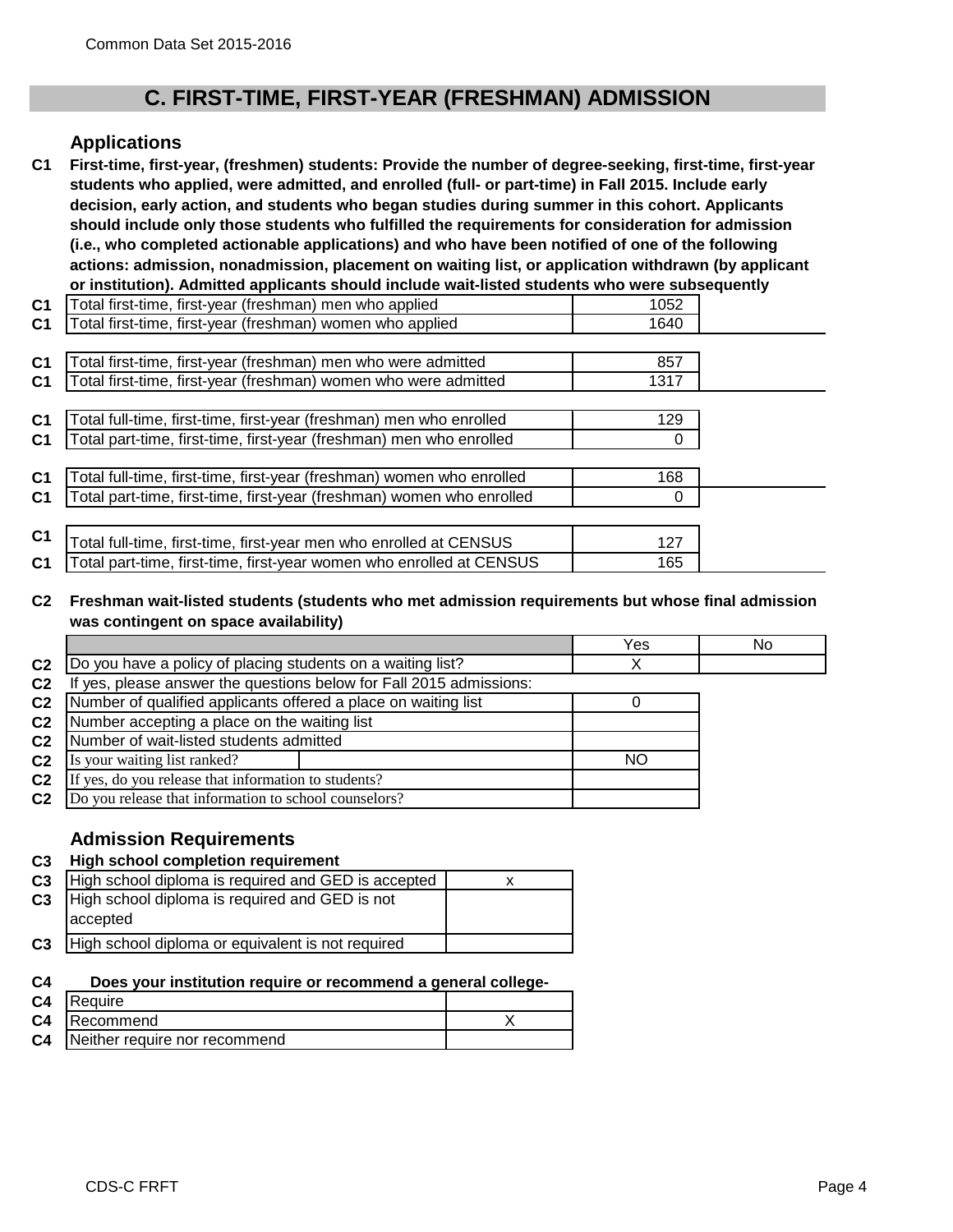## C. FIRST-TIME, FIRST-YEAR (FRESHMAN) ADMISSION

### Applications

**C1 First-time, first-year, (freshmen) students: Provide the number of degree-seeking, first-time, first-year students who applied, were admitted, and enrolled (full- or part-time) in Fall 2015. Include early decision, early action, and students who began studies during summer in this cohort. Applicants should include only those students who fulfilled the requirements for consideration for admission (i.e., who completed actionable applications) and who have been notified of one of the following actions: admission, nonadmission, placement on waiting list, or application withdrawn (by applicant or institution). Admitted applicants should include wait-listed students who were subsequently**

| | | |
|---|---|---|
| C1 | Total first-time, first-year (freshman) men who applied | 1052 |
| C1 | Total first-time, first-year (freshman) women who applied | 1640 |
| C1 | Total first-time, first-year (freshman) men who were admitted | 857 |
| C1 | Total first-time, first-year (freshman) women who were admitted | 1317 |
| C1 | Total full-time, first-time, first-year (freshman) men who enrolled | 129 |
| C1 | Total part-time, first-time, first-year (freshman) men who enrolled | 0 |
| C1 | Total full-time, first-time, first-year (freshman) women who enrolled | 168 |
| C1 | Total part-time, first-time, first-year (freshman) women who enrolled | 0 |
| C1 | Total full-time, first-time, first-year men who enrolled at CENSUS | 127 |
| C1 | Total part-time, first-time, first-year women who enrolled at CENSUS | 165 |

**C2 Freshman wait-listed students (students who met admission requirements but whose final admission was contingent on space availability)**

| | | Yes | No |
|---|---|---|---|
| C2 | Do you have a policy of placing students on a waiting list? | X | |
| C2 | If yes, please answer the questions below for Fall 2015 admissions: | | |
| C2 | Number of qualified applicants offered a place on waiting list | 0 | |
| C2 | Number accepting a place on the waiting list | | |
| C2 | Number of wait-listed students admitted | | |
| C2 | Is your waiting list ranked? | NO | |
| C2 | If yes, do you release that information to students? | | |
| C2 | Do you release that information to school counselors? | | |

### Admission Requirements

**C3 High school completion requirement**

| | | |
|---|---|---|
| C3 | High school diploma is required and GED is accepted | x |
| C3 | High school diploma is required and GED is not accepted | |
| C3 | High school diploma or equivalent is not required | |

**C4 Does your institution require or recommend a general college-**

| | | |
|---|---|---|
| C4 | Require | |
| C4 | Recommend | X |
| C4 | Neither require nor recommend | |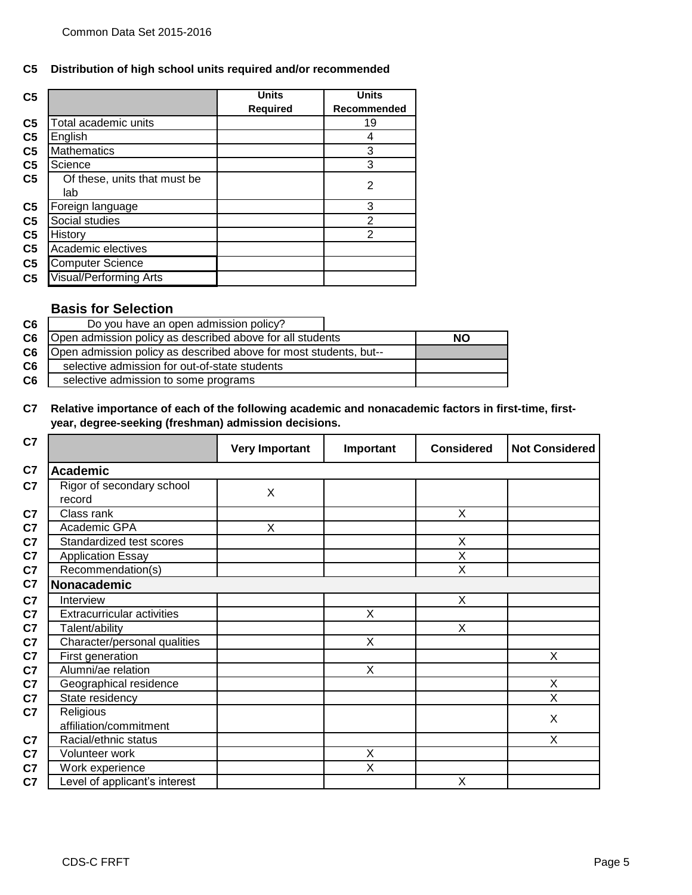## C5 Distribution of high school units required and/or recommended

| C5 | | Units Required | Units Recommended |
|---|---|---|---|
| C5 | Total academic units | | 19 |
| C5 | English | | 4 |
| C5 | Mathematics | | 3 |
| C5 | Science | | 3 |
| C5 | Of these, units that must be lab | | 2 |
| C5 | Foreign language | | 3 |
| C5 | Social studies | | 2 |
| C5 | History | | 2 |
| C5 | Academic electives | | |
| C5 | Computer Science | | |
| C5 | Visual/Performing Arts | | |

### Basis for Selection

| | | |
|---|---|---|
| C6 | Do you have an open admission policy? | |
| C6 | Open admission policy as described above for all students | NO |
| C6 | Open admission policy as described above for most students, but-- | |
| C6 | selective admission for out-of-state students | |
| C6 | selective admission to some programs | |

## C7 Relative importance of each of the following academic and nonacademic factors in first-time, first-year, degree-seeking (freshman) admission decisions.

| C7 | | Very Important | Important | Considered | Not Considered |
|---|---|---|---|---|---|
| C7 | **Academic** | | | | |
| C7 | Rigor of secondary school record | X | | | |
| C7 | Class rank | | | X | |
| C7 | Academic GPA | X | | | |
| C7 | Standardized test scores | | | X | |
| C7 | Application Essay | | | X | |
| C7 | Recommendation(s) | | | X | |
| C7 | **Nonacademic** | | | | |
| C7 | Interview | | | X | |
| C7 | Extracurricular activities | | X | | |
| C7 | Talent/ability | | | X | |
| C7 | Character/personal qualities | | X | | |
| C7 | First generation | | | | X |
| C7 | Alumni/ae relation | | X | | |
| C7 | Geographical residence | | | | X |
| C7 | State residency | | | | X |
| C7 | Religious affiliation/commitment | | | | X |
| C7 | Racial/ethnic status | | | | X |
| C7 | Volunteer work | | X | | |
| C7 | Work experience | | X | | |
| C7 | Level of applicant's interest | | | X | |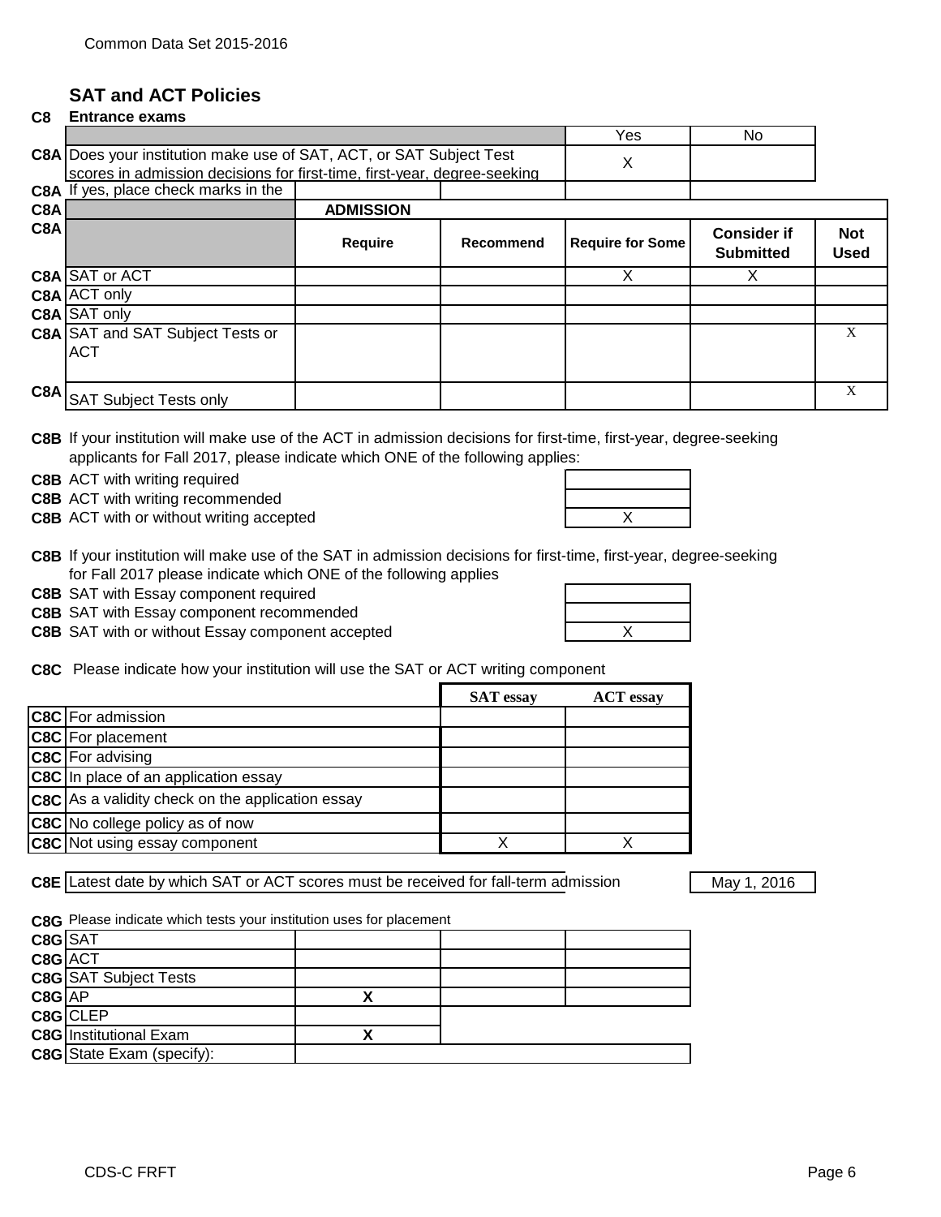## SAT and ACT Policies

**C8 Entrance exams**

| | | Yes | No |
|---|---|---|---|
| C8A | Does your institution make use of SAT, ACT, or SAT Subject Test scores in admission decisions for first-time, first-year, degree-seeking | X | |

C8A If yes, place check marks in the

| | | ADMISSION | | | | |
|---|---|---|---|---|---|---|
| | | **Require** | **Recommend** | **Require for Some** | **Consider if Submitted** | **Not Used** |
| C8A | SAT or ACT | | | X | X | |
| C8A | ACT only | | | | | |
| C8A | SAT only | | | | | |
| C8A | SAT and SAT Subject Tests or ACT | | | | | X |
| C8A | SAT Subject Tests only | | | | | X |

**C8B** If your institution will make use of the ACT in admission decisions for first-time, first-year, degree-seeking applicants for Fall 2017, please indicate which ONE of the following applies:

| | | |
|---|---|---|
| C8B | ACT with writing required | |
| C8B | ACT with writing recommended | |
| C8B | ACT with or without writing accepted | X |

**C8B** If your institution will make use of the SAT in admission decisions for first-time, first-year, degree-seeking for Fall 2017 please indicate which ONE of the following applies

| | | |
|---|---|---|
| C8B | SAT with Essay component required | |
| C8B | SAT with Essay component recommended | |
| C8B | SAT with or without Essay component accepted | X |

**C8C** Please indicate how your institution will use the SAT or ACT writing component

| | | SAT essay | ACT essay |
|---|---|---|---|
| C8C | For admission | | |
| C8C | For placement | | |
| C8C | For advising | | |
| C8C | In place of an application essay | | |
| C8C | As a validity check on the application essay | | |
| C8C | No college policy as of now | | |
| C8C | Not using essay component | X | X |

| | | |
|---|---|---|
| C8E | Latest date by which SAT or ACT scores must be received for fall-term admission | May 1, 2016 |

**C8G** Please indicate which tests your institution uses for placement

| | | | | |
|---|---|---|---|---|
| C8G | SAT | | | |
| C8G | ACT | | | |
| C8G | SAT Subject Tests | | | |
| C8G | AP | X | | |
| C8G | CLEP | | | |
| C8G | Institutional Exam | X | | |
| C8G | State Exam (specify): | | | |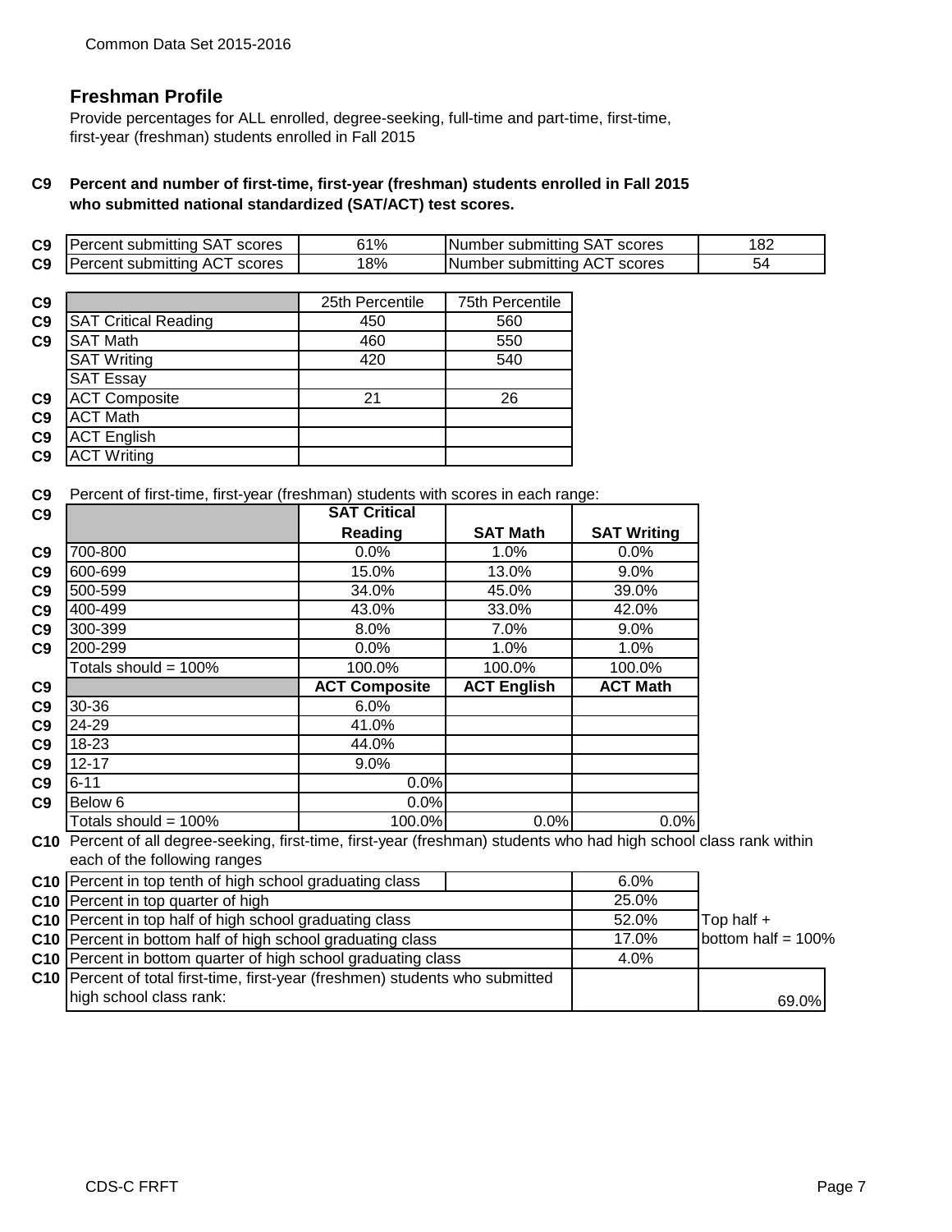## Freshman Profile

Provide percentages for ALL enrolled, degree-seeking, full-time and part-time, first-time, first-year (freshman) students enrolled in Fall 2015

**C9 Percent and number of first-time, first-year (freshman) students enrolled in Fall 2015 who submitted national standardized (SAT/ACT) test scores.**

| | | | | |
|---|---|---|---|---|
| C9 | Percent submitting SAT scores | 61% | Number submitting SAT scores | 182 |
| C9 | Percent submitting ACT scores | 18% | Number submitting ACT scores | 54 |

| | | 25th Percentile | 75th Percentile |
|---|---|---|---|
| C9 | SAT Critical Reading | 450 | 560 |
| C9 | SAT Math | 460 | 550 |
| | SAT Writing | 420 | 540 |
| | SAT Essay | | |
| C9 | ACT Composite | 21 | 26 |
| C9 | ACT Math | | |
| C9 | ACT English | | |
| C9 | ACT Writing | | |

C9 Percent of first-time, first-year (freshman) students with scores in each range:

| | | SAT Critical Reading | SAT Math | SAT Writing |
|---|---|---|---|---|
| C9 | 700-800 | 0.0% | 1.0% | 0.0% |
| C9 | 600-699 | 15.0% | 13.0% | 9.0% |
| C9 | 500-599 | 34.0% | 45.0% | 39.0% |
| C9 | 400-499 | 43.0% | 33.0% | 42.0% |
| C9 | 300-399 | 8.0% | 7.0% | 9.0% |
| C9 | 200-299 | 0.0% | 1.0% | 1.0% |
| | Totals should = 100% | 100.0% | 100.0% | 100.0% |
| C9 | | **ACT Composite** | **ACT English** | **ACT Math** |
| C9 | 30-36 | 6.0% | | |
| C9 | 24-29 | 41.0% | | |
| C9 | 18-23 | 44.0% | | |
| C9 | 12-17 | 9.0% | | |
| C9 | 6-11 | 0.0% | | |
| C9 | Below 6 | 0.0% | | |
| | Totals should = 100% | 100.0% | 0.0% | 0.0% |

C10 Percent of all degree-seeking, first-time, first-year (freshman) students who had high school class rank within each of the following ranges

| | | | |
|---|---|---|---|
| C10 | Percent in top tenth of high school graduating class | 6.0% | |
| C10 | Percent in top quarter of high | 25.0% | |
| C10 | Percent in top half of high school graduating class | 52.0% | Top half + |
| C10 | Percent in bottom half of high school graduating class | 17.0% | bottom half = 100% |
| C10 | Percent in bottom quarter of high school graduating class | 4.0% | |
| C10 | Percent of total first-time, first-year (freshmen) students who submitted high school class rank: | | 69.0% |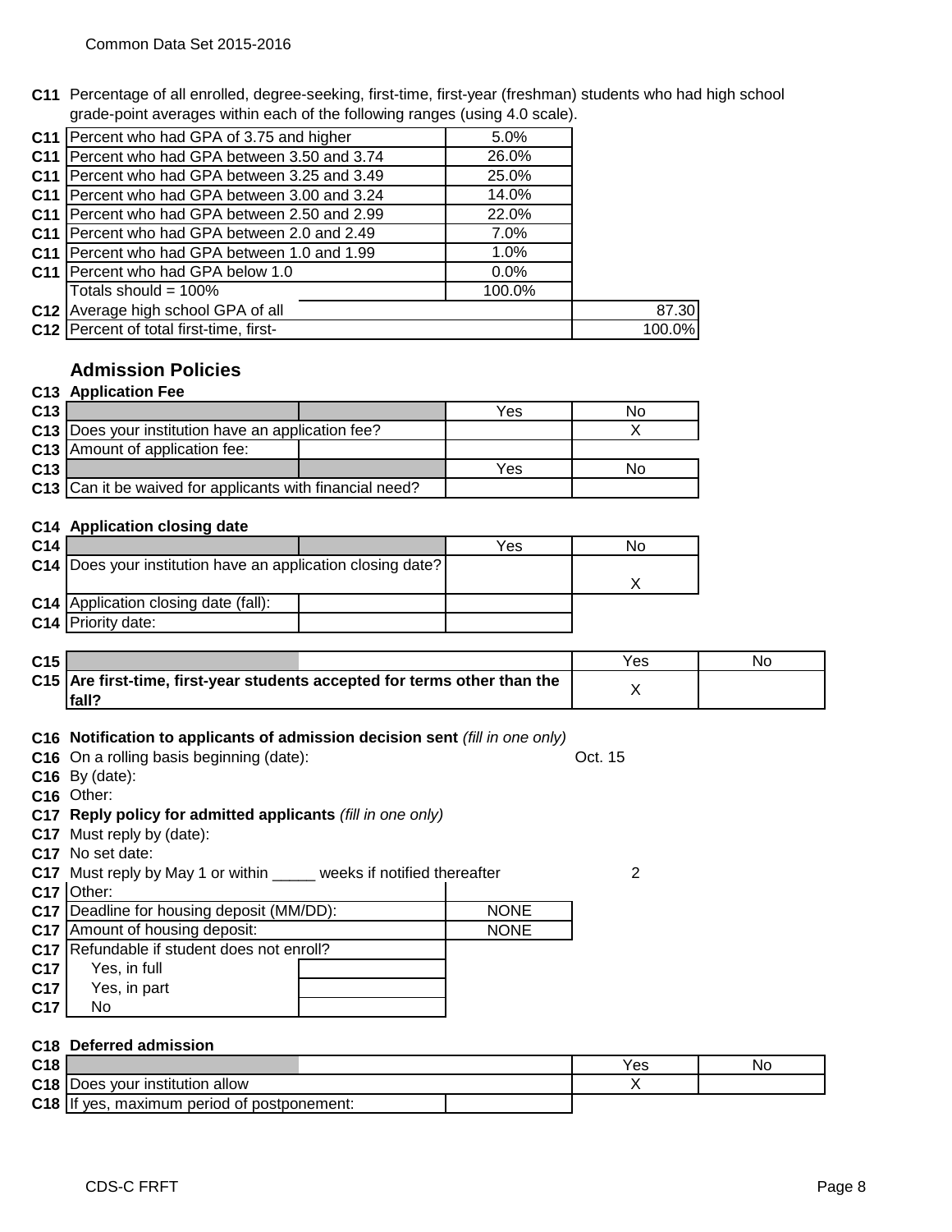**C11** Percentage of all enrolled, degree-seeking, first-time, first-year (freshman) students who had high school grade-point averages within each of the following ranges (using 4.0 scale).

| | | | |
|---|---|---|---|
| C11 | Percent who had GPA of 3.75 and higher | 5.0% | |
| C11 | Percent who had GPA between 3.50 and 3.74 | 26.0% | |
| C11 | Percent who had GPA between 3.25 and 3.49 | 25.0% | |
| C11 | Percent who had GPA between 3.00 and 3.24 | 14.0% | |
| C11 | Percent who had GPA between 2.50 and 2.99 | 22.0% | |
| C11 | Percent who had GPA between 2.0 and 2.49 | 7.0% | |
| C11 | Percent who had GPA between 1.0 and 1.99 | 1.0% | |
| C11 | Percent who had GPA below 1.0 | 0.0% | |
| | Totals should = 100% | 100.0% | |
| C12 | Average high school GPA of all | | 87.30 |
| C12 | Percent of total first-time, first- | | 100.0% |

## Admission Policies

**C13 Application Fee**

| | | | Yes | No |
|---|---|---|---|---|
| C13 | Does your institution have an application fee? | | | X |
| C13 | Amount of application fee: | | | |
| C13 | | | Yes | No |
| C13 | Can it be waived for applicants with financial need? | | | |

**C14 Application closing date**

| | | | Yes | No |
|---|---|---|---|---|
| C14 | Does your institution have an application closing date? | | | X |
| C14 | Application closing date (fall): | | | |
| C14 | Priority date: | | | |

| | | Yes | No |
|---|---|---|---|
| C15 | **Are first-time, first-year students accepted for terms other than the fall?** | X | |

**C16 Notification to applicants of admission decision sent** *(fill in one only)*

C16 On a rolling basis beginning (date): Oct. 15

C16 By (date):

C16 Other:

**C17 Reply policy for admitted applicants** *(fill in one only)*

C17 Must reply by (date):

C17 No set date:

C17 Must reply by May 1 or within _____ weeks if notified thereafter 2

C17 Other:

| | | |
|---|---|---|
| C17 | Deadline for housing deposit (MM/DD): | NONE |
| C17 | Amount of housing deposit: | NONE |
| C17 | Refundable if student does not enroll? | |
| C17 | Yes, in full | |
| C17 | Yes, in part | |
| C17 | No | |

**C18 Deferred admission**

| | | Yes | No |
|---|---|---|---|
| C18 | Does your institution allow | X | |
| C18 | If yes, maximum period of postponement: | | |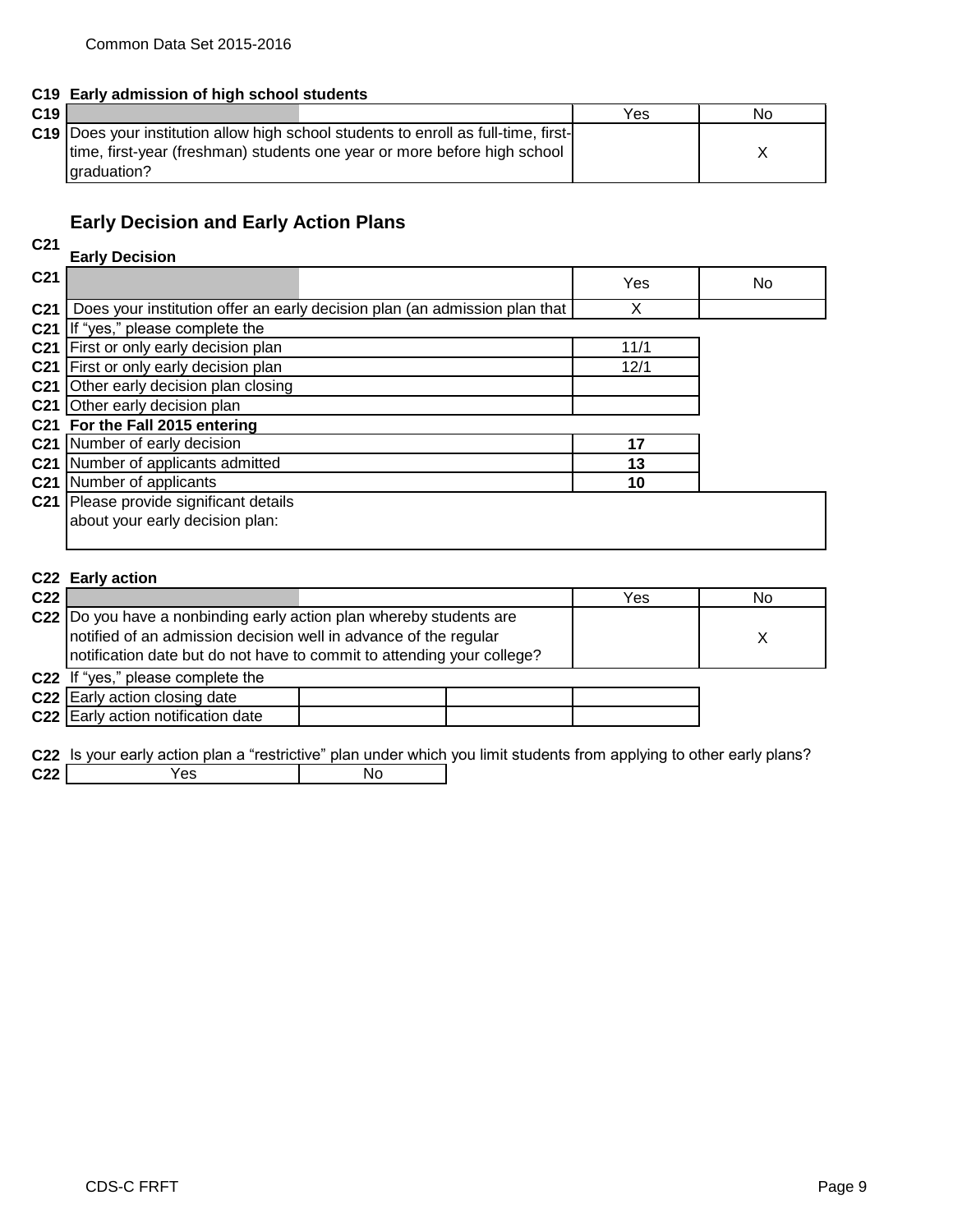## C19 Early admission of high school students

| C19 | | Yes | No |
|---|---|---|---|
| C19 | Does your institution allow high school students to enroll as full-time, first-time, first-year (freshman) students one year or more before high school graduation? | | X |

## Early Decision and Early Action Plans

### C21 Early Decision

| C21 | | Yes | No |
|---|---|---|---|
| C21 | Does your institution offer an early decision plan (an admission plan that | X | |
| C21 | If "yes," please complete the | | |
| C21 | First or only early decision plan | 11/1 | |
| C21 | First or only early decision plan | 12/1 | |
| C21 | Other early decision plan closing | | |
| C21 | Other early decision plan | | |
| C21 | **For the Fall 2015 entering** | | |
| C21 | Number of early decision | **17** | |
| C21 | Number of applicants admitted | **13** | |
| C21 | Number of applicants | **10** | |
| C21 | Please provide significant details about your early decision plan: | | |

### C22 Early action

| C22 | | Yes | No |
|---|---|---|---|
| C22 | Do you have a nonbinding early action plan whereby students are notified of an admission decision well in advance of the regular notification date but do not have to commit to attending your college? | | X |
| C22 | If "yes," please complete the | | |
| C22 | Early action closing date | | |
| C22 | Early action notification date | | |

C22 Is your early action plan a "restrictive" plan under which you limit students from applying to other early plans?

| C22 | Yes | No |
|---|---|---|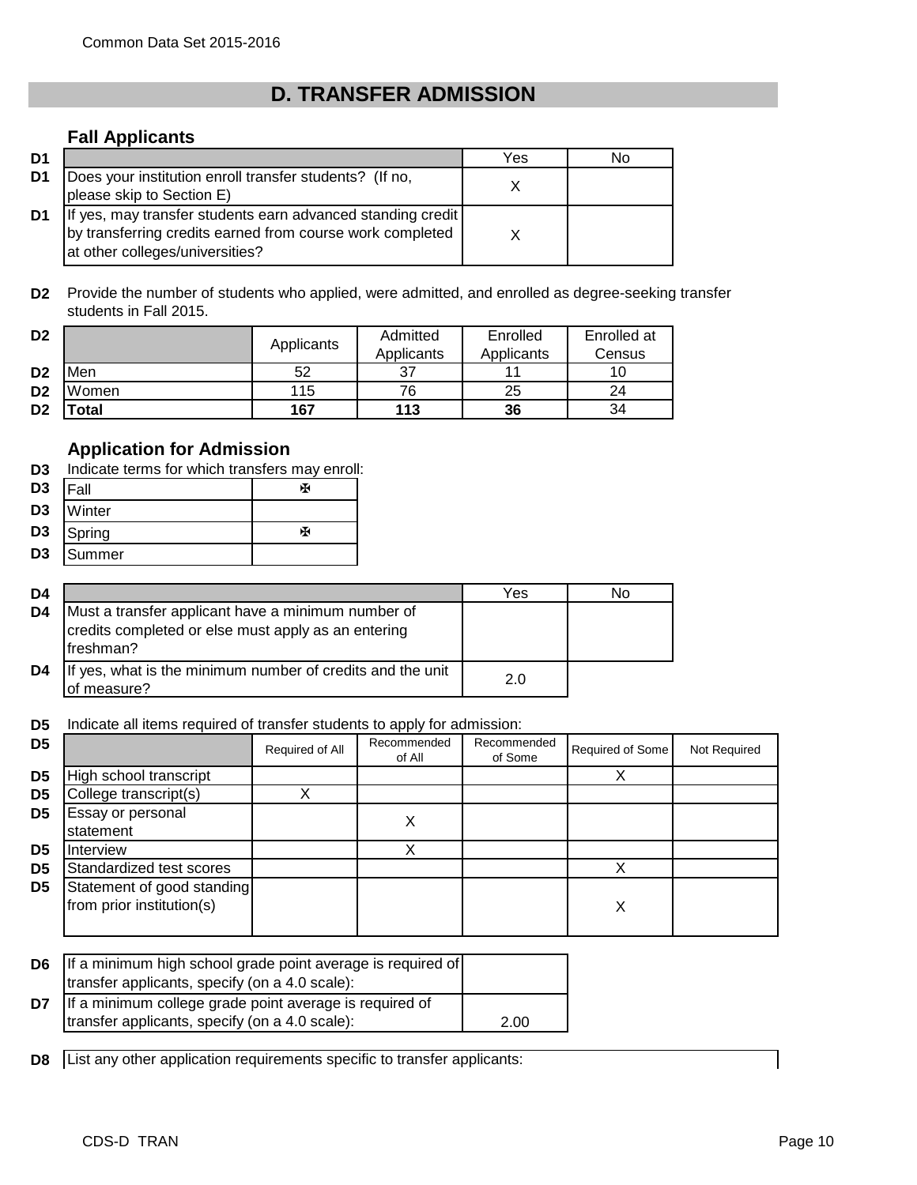## D. TRANSFER ADMISSION

### Fall Applicants

| | | Yes | No |
|---|---|---|---|
| D1 | Does your institution enroll transfer students? (If no, please skip to Section E) | X | |
| D1 | If yes, may transfer students earn advanced standing credit by transferring credits earned from course work completed at other colleges/universities? | X | |

**D2** Provide the number of students who applied, were admitted, and enrolled as degree-seeking transfer students in Fall 2015.

| | | Applicants | Admitted Applicants | Enrolled Applicants | Enrolled at Census |
|---|---|---|---|---|---|
| D2 | Men | 52 | 37 | 11 | 10 |
| D2 | Women | 115 | 76 | 25 | 24 |
| D2 | **Total** | **167** | **113** | **36** | 34 |

### Application for Admission

**D3** Indicate terms for which transfers may enroll:

| | Term | |
|---|---|---|
| D3 | Fall | ✠ |
| D3 | Winter | |
| D3 | Spring | ✠ |
| D3 | Summer | |

| | | Yes | No |
|---|---|---|---|
| D4 | Must a transfer applicant have a minimum number of credits completed or else must apply as an entering freshman? | | |
| D4 | If yes, what is the minimum number of credits and the unit of measure? | 2.0 | |

**D5** Indicate all items required of transfer students to apply for admission:

| | | Required of All | Recommended of All | Recommended of Some | Required of Some | Not Required |
|---|---|---|---|---|---|---|
| D5 | High school transcript | | | | X | |
| D5 | College transcript(s) | X | | | | |
| D5 | Essay or personal statement | | X | | | |
| D5 | Interview | | X | | | |
| D5 | Standardized test scores | | | | X | |
| D5 | Statement of good standing from prior institution(s) | | | | X | |

| | | |
|---|---|---|
| D6 | If a minimum high school grade point average is required of transfer applicants, specify (on a 4.0 scale): | |
| D7 | If a minimum college grade point average is required of transfer applicants, specify (on a 4.0 scale): | 2.00 |

**D8** List any other application requirements specific to transfer applicants: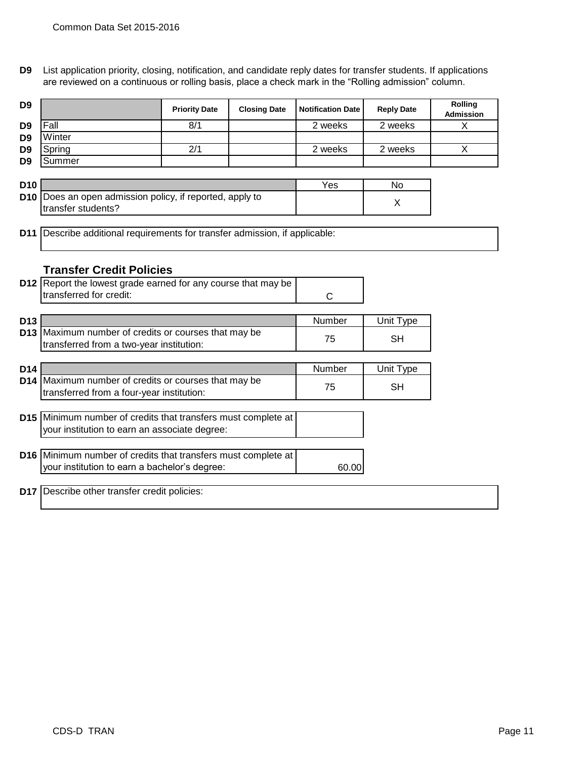**D9** List application priority, closing, notification, and candidate reply dates for transfer students. If applications are reviewed on a continuous or rolling basis, place a check mark in the "Rolling admission" column.

| | Priority Date | Closing Date | Notification Date | Reply Date | Rolling Admission |
|---|---|---|---|---|---|
| Fall | 8/1 | | 2 weeks | 2 weeks | X |
| Winter | | | | | |
| Spring | 2/1 | | 2 weeks | 2 weeks | X |
| Summer | | | | | |

**D10**

| | Yes | No |
|---|---|---|
| Does an open admission policy, if reported, apply to transfer students? | | X |

**D11** Describe additional requirements for transfer admission, if applicable:

## Transfer Credit Policies

**D12**

| | |
|---|---|
| Report the lowest grade earned for any course that may be transferred for credit: | C |

**D13**

| | Number | Unit Type |
|---|---|---|
| Maximum number of credits or courses that may be transferred from a two-year institution: | 75 | SH |

**D14**

| | Number | Unit Type |
|---|---|---|
| Maximum number of credits or courses that may be transferred from a four-year institution: | 75 | SH |

**D15**

| | |
|---|---|
| Minimum number of credits that transfers must complete at your institution to earn an associate degree: | |

**D16**

| | |
|---|---|
| Minimum number of credits that transfers must complete at your institution to earn a bachelor's degree: | 60.00 |

**D17** Describe other transfer credit policies: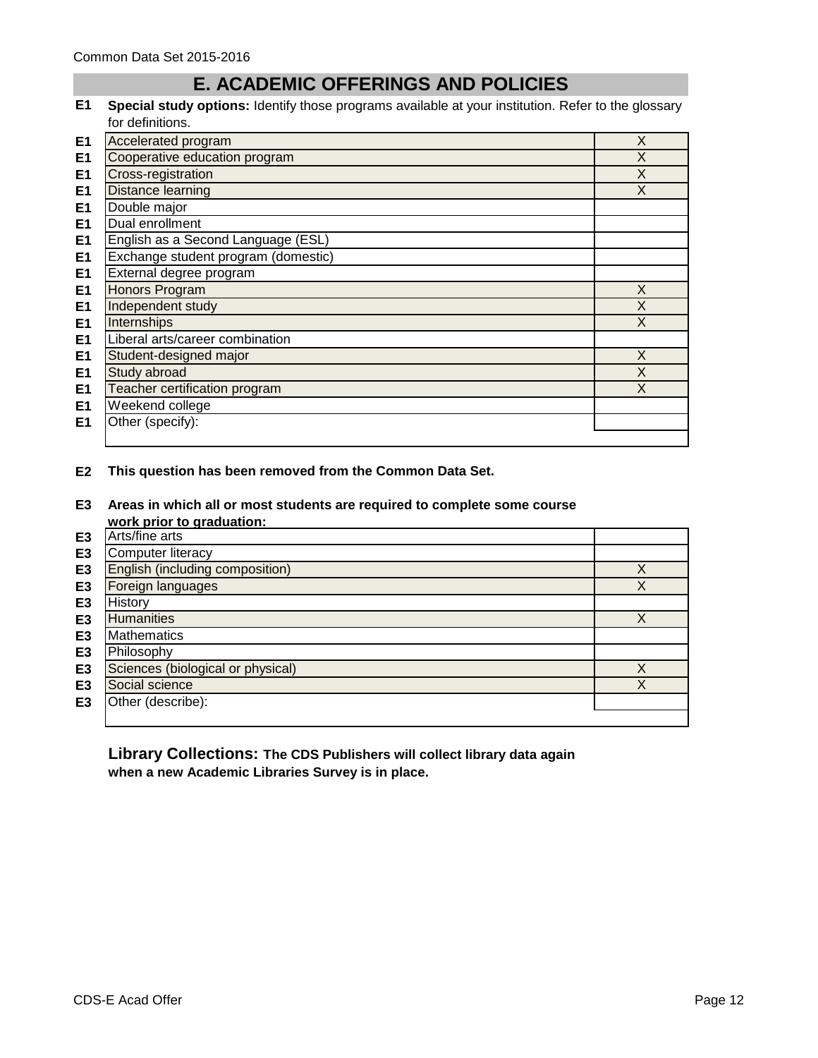## E. ACADEMIC OFFERINGS AND POLICIES

**E1** **Special study options:** Identify those programs available at your institution. Refer to the glossary for definitions.

| Code | Program | Available |
|---|---|---|
| E1 | Accelerated program | X |
| E1 | Cooperative education program | X |
| E1 | Cross-registration | X |
| E1 | Distance learning | X |
| E1 | Double major | |
| E1 | Dual enrollment | |
| E1 | English as a Second Language (ESL) | |
| E1 | Exchange student program (domestic) | |
| E1 | External degree program | |
| E1 | Honors Program | X |
| E1 | Independent study | X |
| E1 | Internships | X |
| E1 | Liberal arts/career combination | |
| E1 | Student-designed major | X |
| E1 | Study abroad | X |
| E1 | Teacher certification program | X |
| E1 | Weekend college | |
| E1 | Other (specify): | |

**E2** **This question has been removed from the Common Data Set.**

**E3** **Areas in which all or most students are required to complete some course work prior to graduation:**

| Code | Area | Required |
|---|---|---|
| E3 | Arts/fine arts | |
| E3 | Computer literacy | |
| E3 | English (including composition) | X |
| E3 | Foreign languages | X |
| E3 | History | |
| E3 | Humanities | X |
| E3 | Mathematics | |
| E3 | Philosophy | |
| E3 | Sciences (biological or physical) | X |
| E3 | Social science | X |
| E3 | Other (describe): | |

**Library Collections:** **The CDS Publishers will collect library data again when a new Academic Libraries Survey is in place.**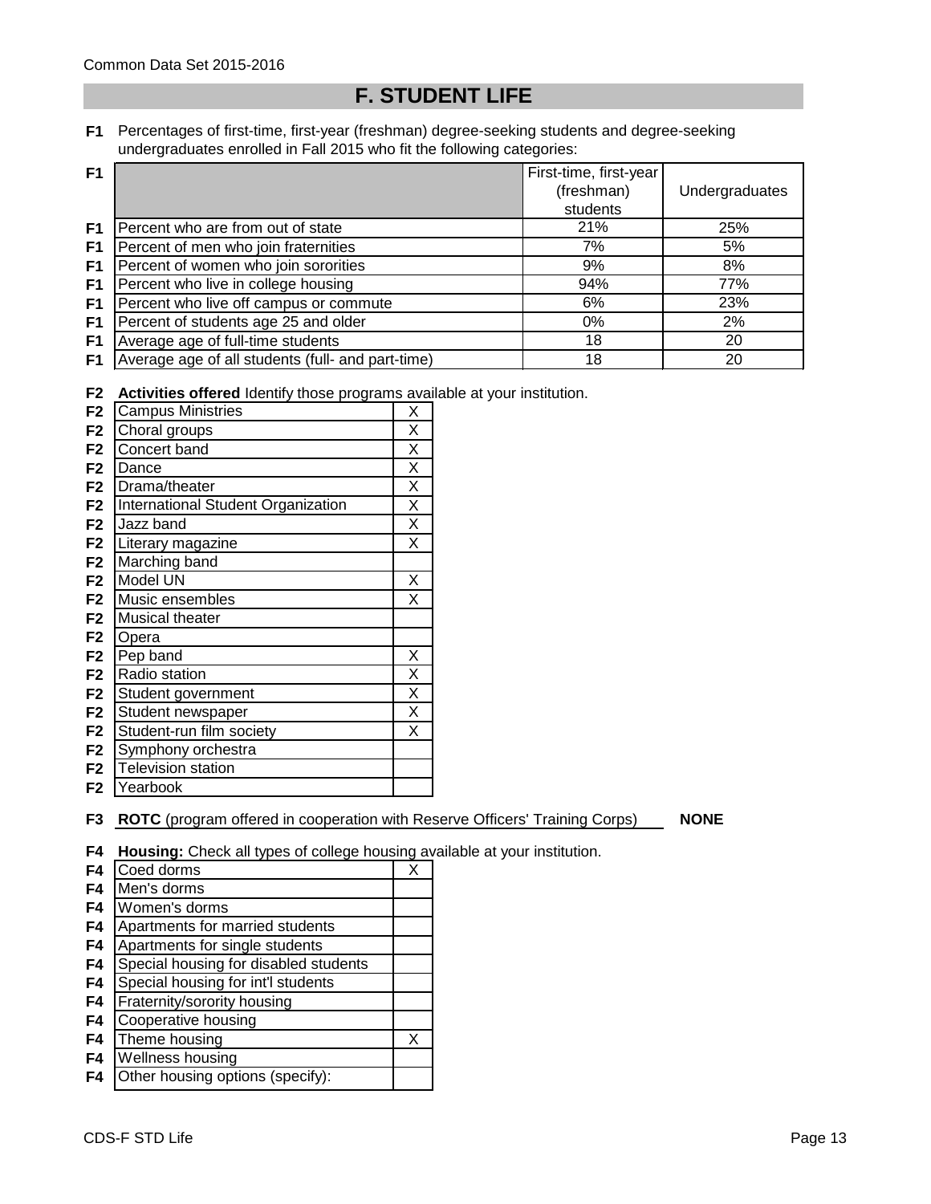# F. STUDENT LIFE

**F1** Percentages of first-time, first-year (freshman) degree-seeking students and degree-seeking undergraduates enrolled in Fall 2015 who fit the following categories:

| F1 | | First-time, first-year (freshman) students | Undergraduates |
|---|---|---|---|
| F1 | Percent who are from out of state | 21% | 25% |
| F1 | Percent of men who join fraternities | 7% | 5% |
| F1 | Percent of women who join sororities | 9% | 8% |
| F1 | Percent who live in college housing | 94% | 77% |
| F1 | Percent who live off campus or commute | 6% | 23% |
| F1 | Percent of students age 25 and older | 0% | 2% |
| F1 | Average age of full-time students | 18 | 20 |
| F1 | Average age of all students (full- and part-time) | 18 | 20 |

**F2** **Activities offered** Identify those programs available at your institution.

| F2 | Activity | |
|---|---|---|
| F2 | Campus Ministries | X |
| F2 | Choral groups | X |
| F2 | Concert band | X |
| F2 | Dance | X |
| F2 | Drama/theater | X |
| F2 | International Student Organization | X |
| F2 | Jazz band | X |
| F2 | Literary magazine | X |
| F2 | Marching band | |
| F2 | Model UN | X |
| F2 | Music ensembles | X |
| F2 | Musical theater | |
| F2 | Opera | |
| F2 | Pep band | X |
| F2 | Radio station | X |
| F2 | Student government | X |
| F2 | Student newspaper | X |
| F2 | Student-run film society | X |
| F2 | Symphony orchestra | |
| F2 | Television station | |
| F2 | Yearbook | |

**F3** **ROTC** (program offered in cooperation with Reserve Officers' Training Corps) **NONE**

**F4** **Housing:** Check all types of college housing available at your institution.

| F4 | Housing type | |
|---|---|---|
| F4 | Coed dorms | X |
| F4 | Men's dorms | |
| F4 | Women's dorms | |
| F4 | Apartments for married students | |
| F4 | Apartments for single students | |
| F4 | Special housing for disabled students | |
| F4 | Special housing for int'l students | |
| F4 | Fraternity/sorority housing | |
| F4 | Cooperative housing | |
| F4 | Theme housing | X |
| F4 | Wellness housing | |
| F4 | Other housing options (specify): | |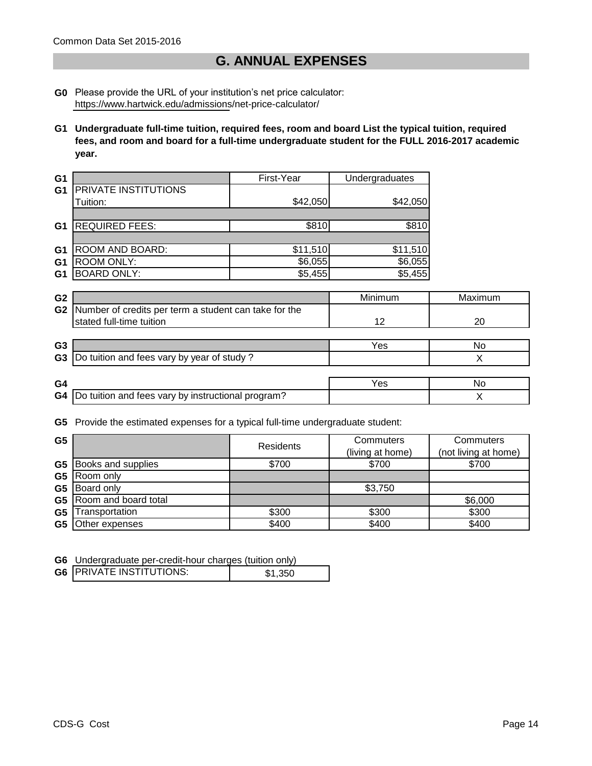## G. ANNUAL EXPENSES

**G0** Please provide the URL of your institution's net price calculator:
https://www.hartwick.edu/admissions/net-price-calculator/

**G1 Undergraduate full-time tuition, required fees, room and board List the typical tuition, required fees, and room and board for a full-time undergraduate student for the FULL 2016-2017 academic year.**

| | | First-Year | Undergraduates |
|---|---|---|---|
| G1 | PRIVATE INSTITUTIONS Tuition: | $42,050 | $42,050 |
| G1 | REQUIRED FEES: | $810 | $810 |
| G1 | ROOM AND BOARD: | $11,510 | $11,510 |
| G1 | ROOM ONLY: | $6,055 | $6,055 |
| G1 | BOARD ONLY: | $5,455 | $5,455 |

| | | Minimum | Maximum |
|---|---|---|---|
| G2 | Number of credits per term a student can take for the stated full-time tuition | 12 | 20 |

| | | Yes | No |
|---|---|---|---|
| G3 | Do tuition and fees vary by year of study ? | | X |

| | | Yes | No |
|---|---|---|---|
| G4 | Do tuition and fees vary by instructional program? | | X |

**G5** Provide the estimated expenses for a typical full-time undergraduate student:

| | | Residents | Commuters (living at home) | Commuters (not living at home) |
|---|---|---|---|---|
| G5 | Books and supplies | $700 | $700 | $700 |
| G5 | Room only | | | |
| G5 | Board only | | $3,750 | |
| G5 | Room and board total | | | $6,000 |
| G5 | Transportation | $300 | $300 | $300 |
| G5 | Other expenses | $400 | $400 | $400 |

**G6** Undergraduate per-credit-hour charges (tuition only)

| | | |
|---|---|---|
| G6 | PRIVATE INSTITUTIONS: | $1,350 |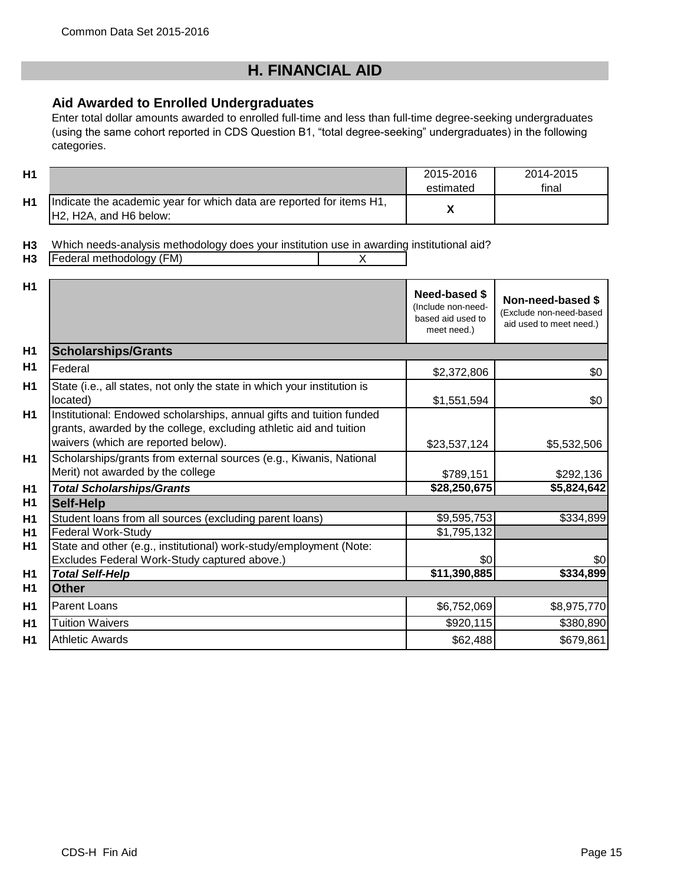# H. FINANCIAL AID

### Aid Awarded to Enrolled Undergraduates

Enter total dollar amounts awarded to enrolled full-time and less than full-time degree-seeking undergraduates (using the same cohort reported in CDS Question B1, "total degree-seeking" undergraduates) in the following categories.

| | | 2015-2016 estimated | 2014-2015 final |
|---|---|---|---|
| H1 | Indicate the academic year for which data are reported for items H1, H2, H2A, and H6 below: | X | |

**H3** Which needs-analysis methodology does your institution use in awarding institutional aid?

| | | |
|---|---|---|
| H3 | Federal methodology (FM) | X |

| | | Need-based $ (Include non-need-based aid used to meet need.) | Non-need-based $ (Exclude non-need-based aid used to meet need.) |
|---|---|---|---|
| H1 | **Scholarships/Grants** | | |
| H1 | Federal | $2,372,806 | $0 |
| H1 | State (i.e., all states, not only the state in which your institution is located) | $1,551,594 | $0 |
| H1 | Institutional: Endowed scholarships, annual gifts and tuition funded grants, awarded by the college, excluding athletic aid and tuition waivers (which are reported below). | $23,537,124 | $5,532,506 |
| H1 | Scholarships/grants from external sources (e.g., Kiwanis, National Merit) not awarded by the college | $789,151 | $292,136 |
| H1 | ***Total Scholarships/Grants*** | **$28,250,675** | **$5,824,642** |
| H1 | **Self-Help** | | |
| H1 | Student loans from all sources (excluding parent loans) | $9,595,753 | $334,899 |
| H1 | Federal Work-Study | $1,795,132 | |
| H1 | State and other (e.g., institutional) work-study/employment (Note: Excludes Federal Work-Study captured above.) | $0 | $0 |
| H1 | ***Total Self-Help*** | **$11,390,885** | **$334,899** |
| H1 | **Other** | | |
| H1 | Parent Loans | $6,752,069 | $8,975,770 |
| H1 | Tuition Waivers | $920,115 | $380,890 |
| H1 | Athletic Awards | $62,488 | $679,861 |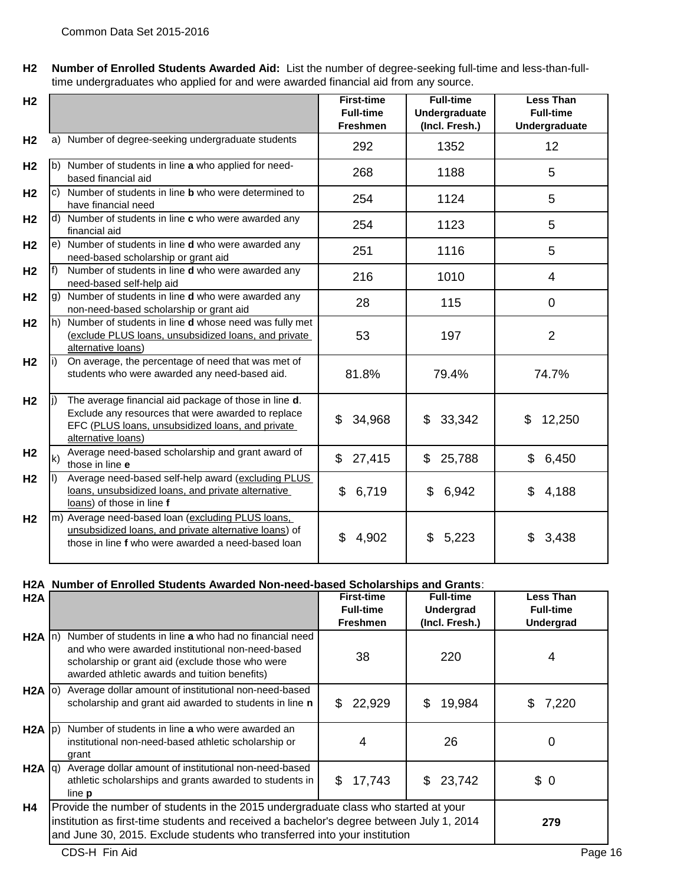**H2 Number of Enrolled Students Awarded Aid:** List the number of degree-seeking full-time and less-than-full-time undergraduates who applied for and were awarded financial aid from any source.

| | First-time Full-time Freshmen | Full-time Undergraduate (Incl. Fresh.) | Less Than Full-time Undergraduate |
|---|---|---|---|
| a) Number of degree-seeking undergraduate students | 292 | 1352 | 12 |
| b) Number of students in line **a** who applied for need-based financial aid | 268 | 1188 | 5 |
| c) Number of students in line **b** who were determined to have financial need | 254 | 1124 | 5 |
| d) Number of students in line **c** who were awarded any financial aid | 254 | 1123 | 5 |
| e) Number of students in line **d** who were awarded any need-based scholarship or grant aid | 251 | 1116 | 5 |
| f) Number of students in line **d** who were awarded any need-based self-help aid | 216 | 1010 | 4 |
| g) Number of students in line **d** who were awarded any non-need-based scholarship or grant aid | 28 | 115 | 0 |
| h) Number of students in line **d** whose need was fully met (exclude PLUS loans, unsubsidized loans, and private alternative loans) | 53 | 197 | 2 |
| i) On average, the percentage of need that was met of students who were awarded any need-based aid. | 81.8% | 79.4% | 74.7% |
| j) The average financial aid package of those in line **d**. Exclude any resources that were awarded to replace EFC (PLUS loans, unsubsidized loans, and private alternative loans) | $ 34,968 | $ 33,342 | $ 12,250 |
| k) Average need-based scholarship and grant award of those in line **e** | $ 27,415 | $ 25,788 | $ 6,450 |
| l) Average need-based self-help award (excluding PLUS loans, unsubsidized loans, and private alternative loans) of those in line **f** | $ 6,719 | $ 6,942 | $ 4,188 |
| m) Average need-based loan (excluding PLUS loans, unsubsidized loans, and private alternative loans) of those in line **f** who were awarded a need-based loan | $ 4,902 | $ 5,223 | $ 3,438 |

**H2A Number of Enrolled Students Awarded Non-need-based Scholarships and Grants:**

| | First-time Full-time Freshmen | Full-time Undergrad (Incl. Fresh.) | Less Than Full-time Undergrad |
|---|---|---|---|
| n) Number of students in line **a** who had no financial need and who were awarded institutional non-need-based scholarship or grant aid (exclude those who were awarded athletic awards and tuition benefits) | 38 | 220 | 4 |
| o) Average dollar amount of institutional non-need-based scholarship and grant aid awarded to students in line **n** | $ 22,929 | $ 19,984 | $ 7,220 |
| p) Number of students in line **a** who were awarded an institutional non-need-based athletic scholarship or grant | 4 | 26 | 0 |
| q) Average dollar amount of institutional non-need-based athletic scholarships and grants awarded to students in line **p** | $ 17,743 | $ 23,742 | $ 0 |

**H4** Provide the number of students in the 2015 undergraduate class who started at your institution as first-time students and received a bachelor's degree between July 1, 2014 and June 30, 2015. Exclude students who transferred into your institution: **279**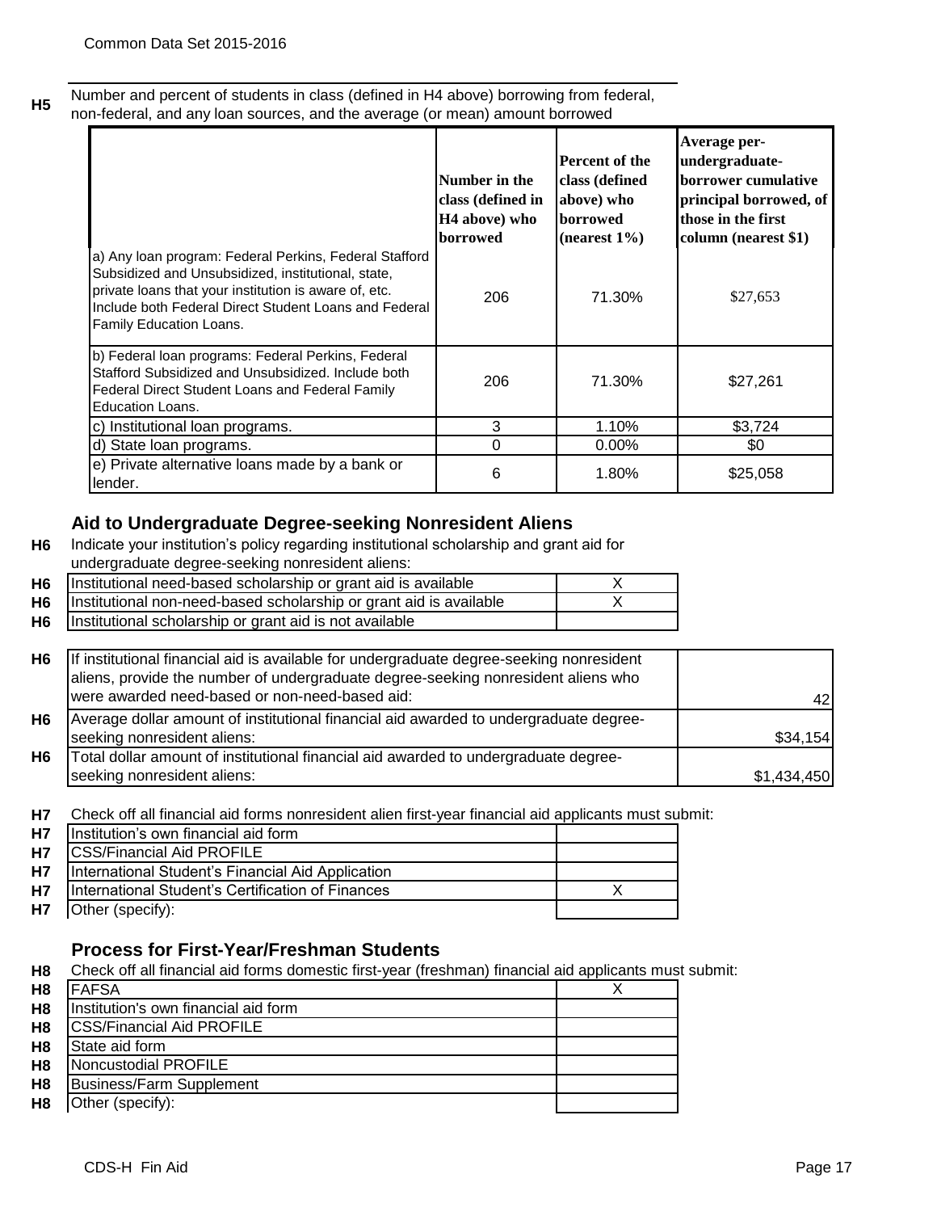**H5** Number and percent of students in class (defined in H4 above) borrowing from federal, non-federal, and any loan sources, and the average (or mean) amount borrowed

| | Number in the class (defined in H4 above) who borrowed | Percent of the class (defined above) who borrowed (nearest 1%) | Average per-undergraduate-borrower cumulative principal borrowed, of those in the first column (nearest $1) |
|---|---|---|---|
| a) Any loan program: Federal Perkins, Federal Stafford Subsidized and Unsubsidized, institutional, state, private loans that your institution is aware of, etc. Include both Federal Direct Student Loans and Federal Family Education Loans. | 206 | 71.30% | $27,653 |
| b) Federal loan programs: Federal Perkins, Federal Stafford Subsidized and Unsubsidized. Include both Federal Direct Student Loans and Federal Family Education Loans. | 206 | 71.30% | $27,261 |
| c) Institutional loan programs. | 3 | 1.10% | $3,724 |
| d) State loan programs. | 0 | 0.00% | $0 |
| e) Private alternative loans made by a bank or lender. | 6 | 1.80% | $25,058 |

## Aid to Undergraduate Degree-seeking Nonresident Aliens

**H6** Indicate your institution's policy regarding institutional scholarship and grant aid for undergraduate degree-seeking nonresident aliens:

| | | |
|---|---|---|
| H6 | Institutional need-based scholarship or grant aid is available | X |
| H6 | Institutional non-need-based scholarship or grant aid is available | X |
| H6 | Institutional scholarship or grant aid is not available | |

| | | |
|---|---|---|
| H6 | If institutional financial aid is available for undergraduate degree-seeking nonresident aliens, provide the number of undergraduate degree-seeking nonresident aliens who were awarded need-based or non-need-based aid: | 42 |
| H6 | Average dollar amount of institutional financial aid awarded to undergraduate degree-seeking nonresident aliens: | $34,154 |
| H6 | Total dollar amount of institutional financial aid awarded to undergraduate degree-seeking nonresident aliens: | $1,434,450 |

**H7** Check off all financial aid forms nonresident alien first-year financial aid applicants must submit:

| | | |
|---|---|---|
| H7 | Institution's own financial aid form | |
| H7 | CSS/Financial Aid PROFILE | |
| H7 | International Student's Financial Aid Application | |
| H7 | International Student's Certification of Finances | X |
| H7 | Other (specify): | |

## Process for First-Year/Freshman Students

**H8** Check off all financial aid forms domestic first-year (freshman) financial aid applicants must submit:

| | | |
|---|---|---|
| H8 | FAFSA | X |
| H8 | Institution's own financial aid form | |
| H8 | CSS/Financial Aid PROFILE | |
| H8 | State aid form | |
| H8 | Noncustodial PROFILE | |
| H8 | Business/Farm Supplement | |
| H8 | Other (specify): | |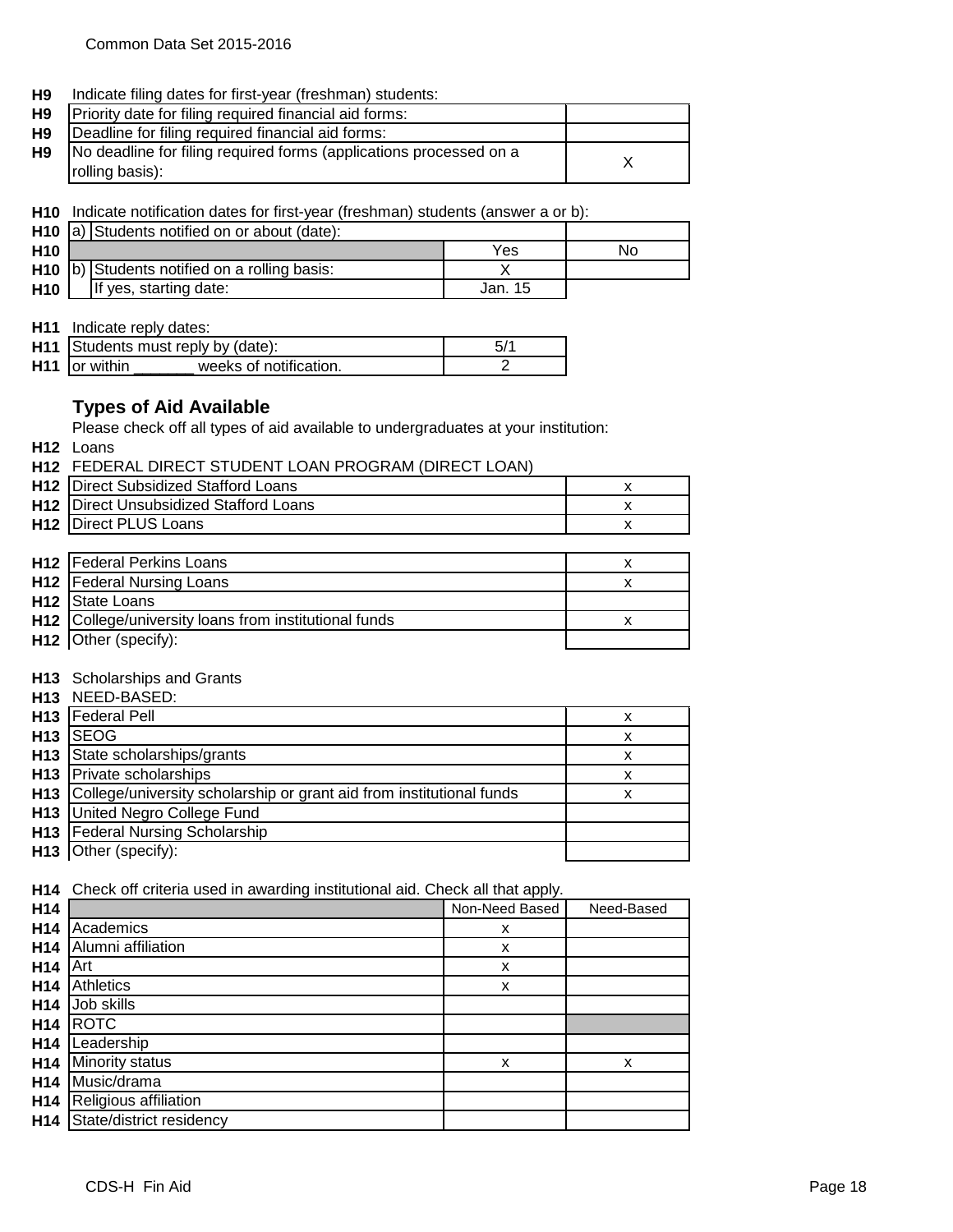**H9** Indicate filing dates for first-year (freshman) students:

| H9 | | |
|---|---|---|
| H9 | Priority date for filing required financial aid forms: | |
| H9 | Deadline for filing required financial aid forms: | |
| H9 | No deadline for filing required forms (applications processed on a rolling basis): | X |

**H10** Indicate notification dates for first-year (freshman) students (answer a or b):

| H10 | | | | |
|---|---|---|---|---|
| H10 | a) | Students notified on or about (date): | | |
| H10 | | | Yes | No |
| H10 | b) | Students notified on a rolling basis: | X | |
| H10 | | If yes, starting date: | Jan. 15 | |

**H11** Indicate reply dates:

| H11 | | |
|---|---|---|
| H11 | Students must reply by (date): | 5/1 |
| H11 | or within _______ weeks of notification. | 2 |

## Types of Aid Available

Please check off all types of aid available to undergraduates at your institution:

**H12** Loans

**H12** FEDERAL DIRECT STUDENT LOAN PROGRAM (DIRECT LOAN)

| H12 | | |
|---|---|---|
| H12 | Direct Subsidized Stafford Loans | x |
| H12 | Direct Unsubsidized Stafford Loans | x |
| H12 | Direct PLUS Loans | x |

| H12 | | |
|---|---|---|
| H12 | Federal Perkins Loans | x |
| H12 | Federal Nursing Loans | x |
| H12 | State Loans | |
| H12 | College/university loans from institutional funds | x |
| H12 | Other (specify): | |

**H13** Scholarships and Grants

**H13** NEED-BASED:

| H13 | | |
|---|---|---|
| H13 | Federal Pell | x |
| H13 | SEOG | x |
| H13 | State scholarships/grants | x |
| H13 | Private scholarships | x |
| H13 | College/university scholarship or grant aid from institutional funds | x |
| H13 | United Negro College Fund | |
| H13 | Federal Nursing Scholarship | |
| H13 | Other (specify): | |

**H14** Check off criteria used in awarding institutional aid. Check all that apply.

| H14 | | Non-Need Based | Need-Based |
|---|---|---|---|
| H14 | Academics | x | |
| H14 | Alumni affiliation | x | |
| H14 | Art | x | |
| H14 | Athletics | x | |
| H14 | Job skills | | |
| H14 | ROTC | | |
| H14 | Leadership | | |
| H14 | Minority status | x | x |
| H14 | Music/drama | | |
| H14 | Religious affiliation | | |
| H14 | State/district residency | | |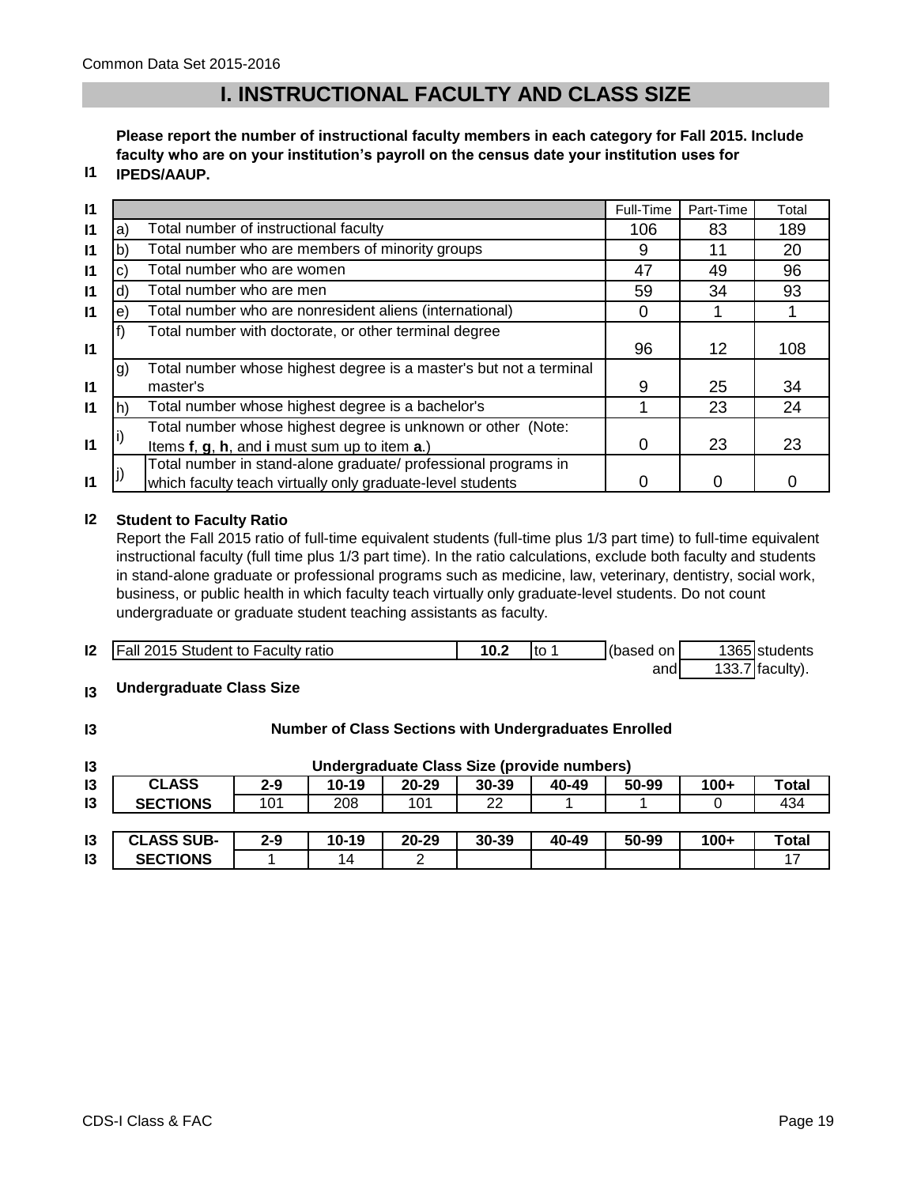# I. INSTRUCTIONAL FACULTY AND CLASS SIZE

**I1** **Please report the number of instructional faculty members in each category for Fall 2015. Include faculty who are on your institution's payroll on the census date your institution uses for IPEDS/AAUP.**

| | | | Full-Time | Part-Time | Total |
|---|---|---|---|---|---|
| I1 | a) | Total number of instructional faculty | 106 | 83 | 189 |
| I1 | b) | Total number who are members of minority groups | 9 | 11 | 20 |
| I1 | c) | Total number who are women | 47 | 49 | 96 |
| I1 | d) | Total number who are men | 59 | 34 | 93 |
| I1 | e) | Total number who are nonresident aliens (international) | 0 | 1 | 1 |
| I1 | f) | Total number with doctorate, or other terminal degree | 96 | 12 | 108 |
| I1 | g) | Total number whose highest degree is a master's but not a terminal master's | 9 | 25 | 34 |
| I1 | h) | Total number whose highest degree is a bachelor's | 1 | 23 | 24 |
| I1 | i) | Total number whose highest degree is unknown or other (Note: Items **f**, **g**, **h**, and **i** must sum up to item **a**.) | 0 | 23 | 23 |
| I1 | j) | Total number in stand-alone graduate/ professional programs in which faculty teach virtually only graduate-level students | 0 | 0 | 0 |

**I2** **Student to Faculty Ratio**

Report the Fall 2015 ratio of full-time equivalent students (full-time plus 1/3 part time) to full-time equivalent instructional faculty (full time plus 1/3 part time). In the ratio calculations, exclude both faculty and students in stand-alone graduate or professional programs such as medicine, law, veterinary, dentistry, social work, business, or public health in which faculty teach virtually only graduate-level students. Do not count undergraduate or graduate student teaching assistants as faculty.

**I2** Fall 2015 Student to Faculty ratio **10.2** to 1 (based on 1365 students and 133.7 faculty).

**I3** **Undergraduate Class Size**

**I3** **Number of Class Sections with Undergraduates Enrolled**

**I3** **Undergraduate Class Size (provide numbers)**

| | CLASS SECTIONS | 2-9 | 10-19 | 20-29 | 30-39 | 40-49 | 50-99 | 100+ | Total |
|---|---|---|---|---|---|---|---|---|---|
| I3 | CLASS SECTIONS | 101 | 208 | 101 | 22 | 1 | 1 | 0 | 434 |

| | CLASS SUB-SECTIONS | 2-9 | 10-19 | 20-29 | 30-39 | 40-49 | 50-99 | 100+ | Total |
|---|---|---|---|---|---|---|---|---|---|
| I3 | CLASS SUB-SECTIONS | 1 | 14 | 2 | | | | | 17 |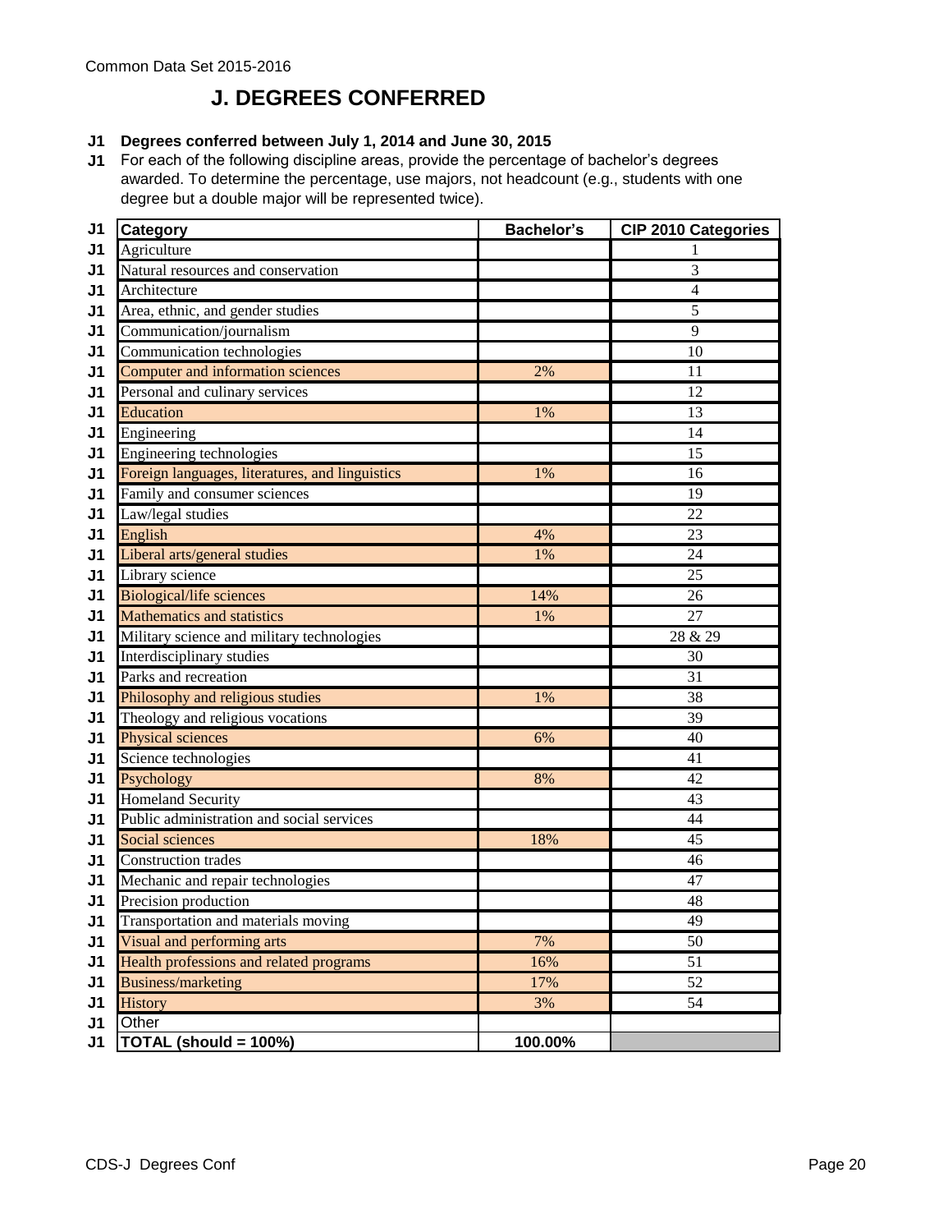Common Data Set 2015-2016

## J. DEGREES CONFERRED

**J1 Degrees conferred between July 1, 2014 and June 30, 2015**

J1 For each of the following discipline areas, provide the percentage of bachelor's degrees awarded. To determine the percentage, use majors, not headcount (e.g., students with one degree but a double major will be represented twice).

| | Category | Bachelor's | CIP 2010 Categories |
|---|---|---|---|
| J1 | Agriculture | | 1 |
| J1 | Natural resources and conservation | | 3 |
| J1 | Architecture | | 4 |
| J1 | Area, ethnic, and gender studies | | 5 |
| J1 | Communication/journalism | | 9 |
| J1 | Communication technologies | | 10 |
| J1 | Computer and information sciences | 2% | 11 |
| J1 | Personal and culinary services | | 12 |
| J1 | Education | 1% | 13 |
| J1 | Engineering | | 14 |
| J1 | Engineering technologies | | 15 |
| J1 | Foreign languages, literatures, and linguistics | 1% | 16 |
| J1 | Family and consumer sciences | | 19 |
| J1 | Law/legal studies | | 22 |
| J1 | English | 4% | 23 |
| J1 | Liberal arts/general studies | 1% | 24 |
| J1 | Library science | | 25 |
| J1 | Biological/life sciences | 14% | 26 |
| J1 | Mathematics and statistics | 1% | 27 |
| J1 | Military science and military technologies | | 28 & 29 |
| J1 | Interdisciplinary studies | | 30 |
| J1 | Parks and recreation | | 31 |
| J1 | Philosophy and religious studies | 1% | 38 |
| J1 | Theology and religious vocations | | 39 |
| J1 | Physical sciences | 6% | 40 |
| J1 | Science technologies | | 41 |
| J1 | Psychology | 8% | 42 |
| J1 | Homeland Security | | 43 |
| J1 | Public administration and social services | | 44 |
| J1 | Social sciences | 18% | 45 |
| J1 | Construction trades | | 46 |
| J1 | Mechanic and repair technologies | | 47 |
| J1 | Precision production | | 48 |
| J1 | Transportation and materials moving | | 49 |
| J1 | Visual and performing arts | 7% | 50 |
| J1 | Health professions and related programs | 16% | 51 |
| J1 | Business/marketing | 17% | 52 |
| J1 | History | 3% | 54 |
| J1 | Other | | |
| J1 | **TOTAL (should = 100%)** | **100.00%** | |

CDS-J Degrees Conf